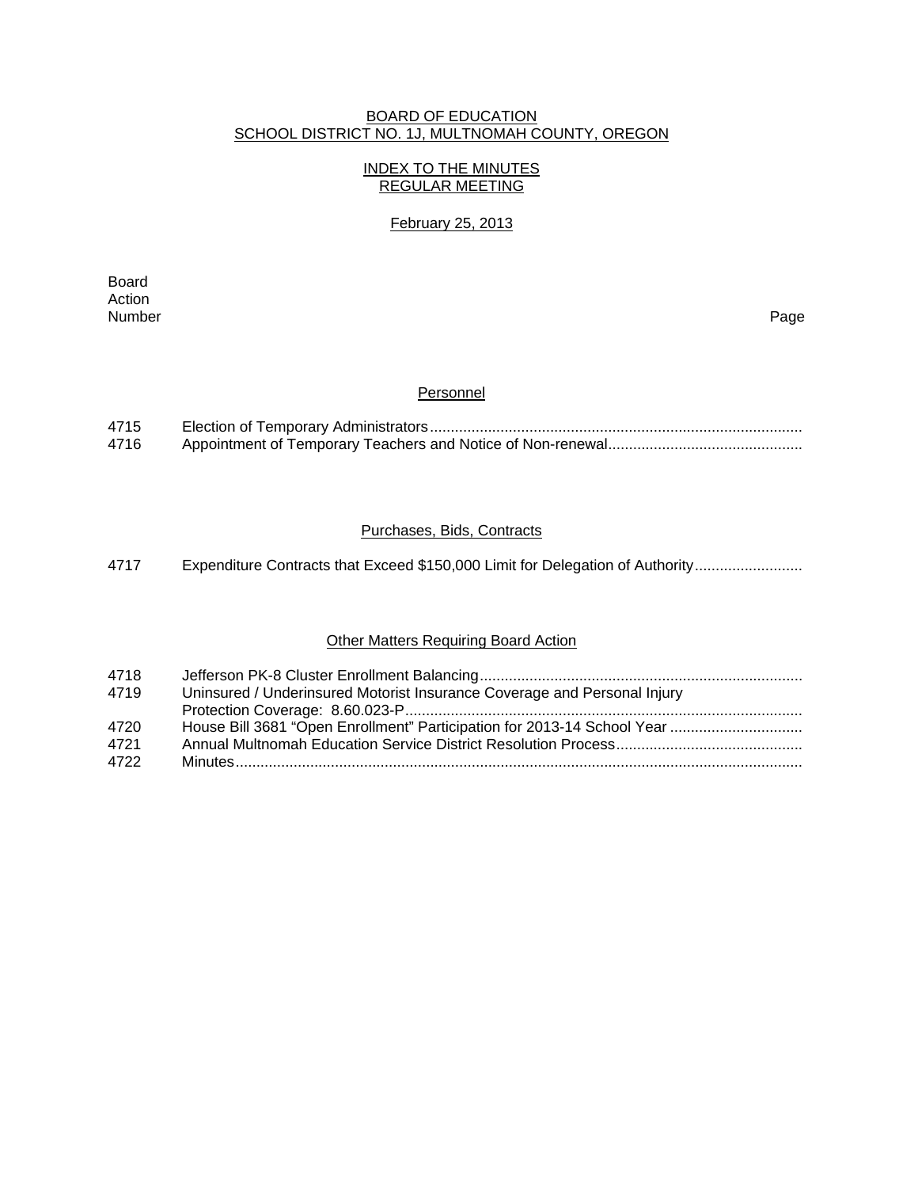BOARD OF EDUCATION
SCHOOL DISTRICT NO. 1J, MULTNOMAH COUNTY, OREGON

INDEX TO THE MINUTES
REGULAR MEETING

February 25, 2013

| Board Action Number | | Page |
|---|---|---|
| | **Personnel** | |
| 4715 | Election of Temporary Administrators | |
| 4716 | Appointment of Temporary Teachers and Notice of Non-renewal | |
| | **Purchases, Bids, Contracts** | |
| 4717 | Expenditure Contracts that Exceed $150,000 Limit for Delegation of Authority | |
| | **Other Matters Requiring Board Action** | |
| 4718 | Jefferson PK-8 Cluster Enrollment Balancing | |
| 4719 | Uninsured / Underinsured Motorist Insurance Coverage and Personal Injury Protection Coverage: 8.60.023-P | |
| 4720 | House Bill 3681 “Open Enrollment” Participation for 2013-14 School Year | |
| 4721 | Annual Multnomah Education Service District Resolution Process | |
| 4722 | Minutes | |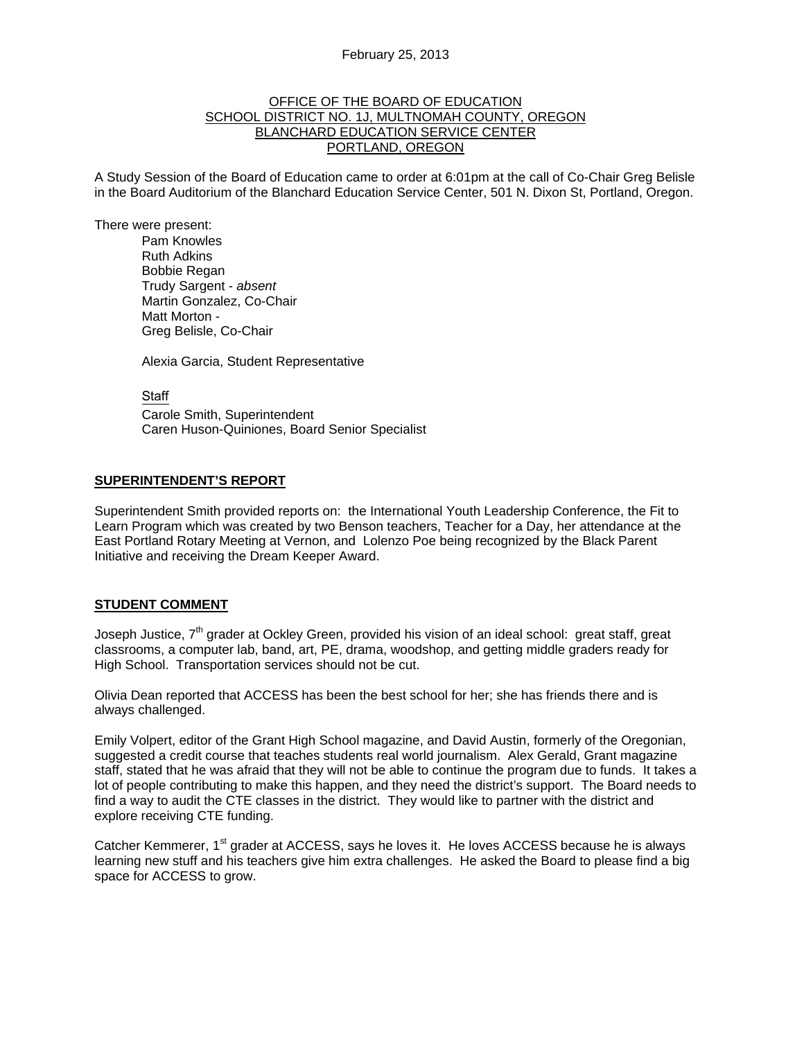February 25, 2013

OFFICE OF THE BOARD OF EDUCATION
SCHOOL DISTRICT NO. 1J, MULTNOMAH COUNTY, OREGON
BLANCHARD EDUCATION SERVICE CENTER
PORTLAND, OREGON

A Study Session of the Board of Education came to order at 6:01pm at the call of Co-Chair Greg Belisle in the Board Auditorium of the Blanchard Education Service Center, 501 N. Dixon St, Portland, Oregon.

There were present:

Pam Knowles
Ruth Adkins
Bobbie Regan
Trudy Sargent - *absent*
Martin Gonzalez, Co-Chair
Matt Morton -
Greg Belisle, Co-Chair

Alexia Garcia, Student Representative

Staff
Carole Smith, Superintendent
Caren Huson-Quiniones, Board Senior Specialist

## SUPERINTENDENT'S REPORT

Superintendent Smith provided reports on: the International Youth Leadership Conference, the Fit to Learn Program which was created by two Benson teachers, Teacher for a Day, her attendance at the East Portland Rotary Meeting at Vernon, and Lolenzo Poe being recognized by the Black Parent Initiative and receiving the Dream Keeper Award.

## STUDENT COMMENT

Joseph Justice, 7th grader at Ockley Green, provided his vision of an ideal school: great staff, great classrooms, a computer lab, band, art, PE, drama, woodshop, and getting middle graders ready for High School. Transportation services should not be cut.

Olivia Dean reported that ACCESS has been the best school for her; she has friends there and is always challenged.

Emily Volpert, editor of the Grant High School magazine, and David Austin, formerly of the Oregonian, suggested a credit course that teaches students real world journalism. Alex Gerald, Grant magazine staff, stated that he was afraid that they will not be able to continue the program due to funds. It takes a lot of people contributing to make this happen, and they need the district's support. The Board needs to find a way to audit the CTE classes in the district. They would like to partner with the district and explore receiving CTE funding.

Catcher Kemmerer, 1st grader at ACCESS, says he loves it. He loves ACCESS because he is always learning new stuff and his teachers give him extra challenges. He asked the Board to please find a big space for ACCESS to grow.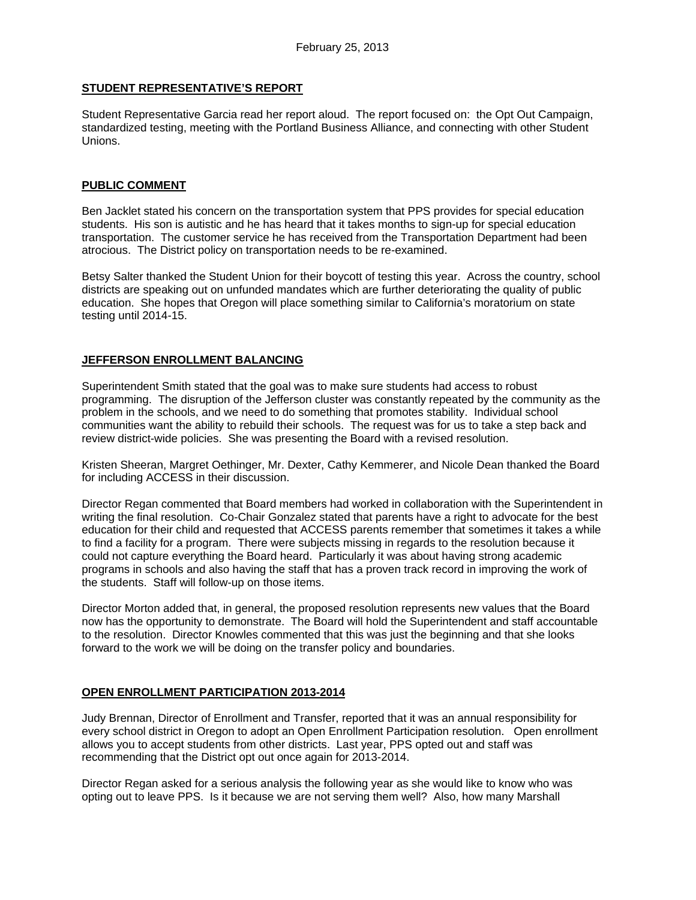**STUDENT REPRESENTATIVE'S REPORT**

Student Representative Garcia read her report aloud. The report focused on: the Opt Out Campaign, standardized testing, meeting with the Portland Business Alliance, and connecting with other Student Unions.

**PUBLIC COMMENT**

Ben Jacklet stated his concern on the transportation system that PPS provides for special education students. His son is autistic and he has heard that it takes months to sign-up for special education transportation. The customer service he has received from the Transportation Department had been atrocious. The District policy on transportation needs to be re-examined.

Betsy Salter thanked the Student Union for their boycott of testing this year. Across the country, school districts are speaking out on unfunded mandates which are further deteriorating the quality of public education. She hopes that Oregon will place something similar to California's moratorium on state testing until 2014-15.

**JEFFERSON ENROLLMENT BALANCING**

Superintendent Smith stated that the goal was to make sure students had access to robust programming. The disruption of the Jefferson cluster was constantly repeated by the community as the problem in the schools, and we need to do something that promotes stability. Individual school communities want the ability to rebuild their schools. The request was for us to take a step back and review district-wide policies. She was presenting the Board with a revised resolution.

Kristen Sheeran, Margret Oethinger, Mr. Dexter, Cathy Kemmerer, and Nicole Dean thanked the Board for including ACCESS in their discussion.

Director Regan commented that Board members had worked in collaboration with the Superintendent in writing the final resolution. Co-Chair Gonzalez stated that parents have a right to advocate for the best education for their child and requested that ACCESS parents remember that sometimes it takes a while to find a facility for a program. There were subjects missing in regards to the resolution because it could not capture everything the Board heard. Particularly it was about having strong academic programs in schools and also having the staff that has a proven track record in improving the work of the students. Staff will follow-up on those items.

Director Morton added that, in general, the proposed resolution represents new values that the Board now has the opportunity to demonstrate. The Board will hold the Superintendent and staff accountable to the resolution. Director Knowles commented that this was just the beginning and that she looks forward to the work we will be doing on the transfer policy and boundaries.

**OPEN ENROLLMENT PARTICIPATION 2013-2014**

Judy Brennan, Director of Enrollment and Transfer, reported that it was an annual responsibility for every school district in Oregon to adopt an Open Enrollment Participation resolution. Open enrollment allows you to accept students from other districts. Last year, PPS opted out and staff was recommending that the District opt out once again for 2013-2014.

Director Regan asked for a serious analysis the following year as she would like to know who was opting out to leave PPS. Is it because we are not serving them well? Also, how many Marshall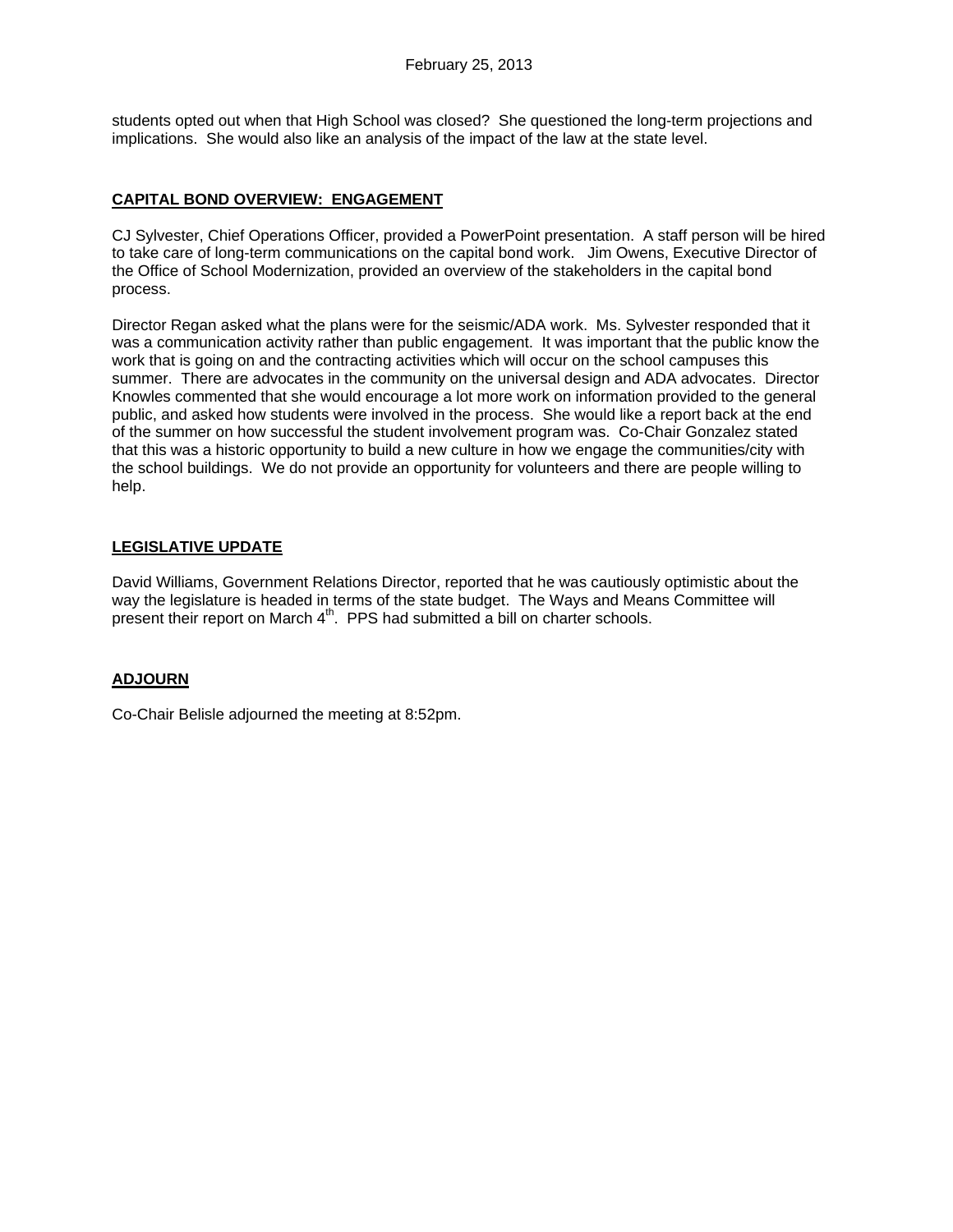students opted out when that High School was closed? She questioned the long-term projections and implications. She would also like an analysis of the impact of the law at the state level.

## CAPITAL BOND OVERVIEW: ENGAGEMENT

CJ Sylvester, Chief Operations Officer, provided a PowerPoint presentation. A staff person will be hired to take care of long-term communications on the capital bond work. Jim Owens, Executive Director of the Office of School Modernization, provided an overview of the stakeholders in the capital bond process.

Director Regan asked what the plans were for the seismic/ADA work. Ms. Sylvester responded that it was a communication activity rather than public engagement. It was important that the public know the work that is going on and the contracting activities which will occur on the school campuses this summer. There are advocates in the community on the universal design and ADA advocates. Director Knowles commented that she would encourage a lot more work on information provided to the general public, and asked how students were involved in the process. She would like a report back at the end of the summer on how successful the student involvement program was. Co-Chair Gonzalez stated that this was a historic opportunity to build a new culture in how we engage the communities/city with the school buildings. We do not provide an opportunity for volunteers and there are people willing to help.

## LEGISLATIVE UPDATE

David Williams, Government Relations Director, reported that he was cautiously optimistic about the way the legislature is headed in terms of the state budget. The Ways and Means Committee will present their report on March 4th. PPS had submitted a bill on charter schools.

## ADJOURN

Co-Chair Belisle adjourned the meeting at 8:52pm.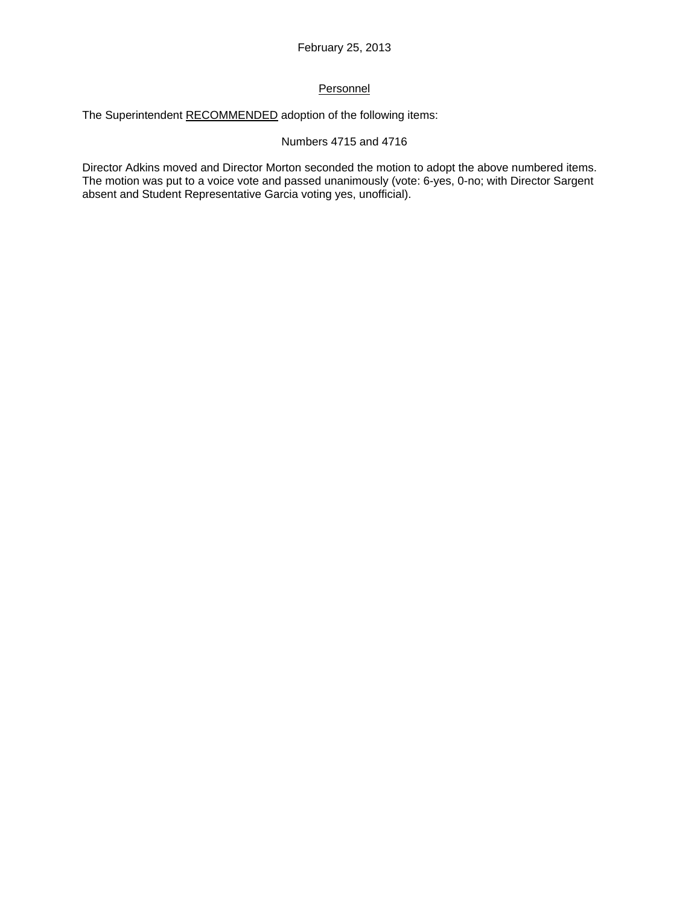February 25, 2013

## Personnel

The Superintendent RECOMMENDED adoption of the following items:

Numbers 4715 and 4716

Director Adkins moved and Director Morton seconded the motion to adopt the above numbered items. The motion was put to a voice vote and passed unanimously (vote: 6-yes, 0-no; with Director Sargent absent and Student Representative Garcia voting yes, unofficial).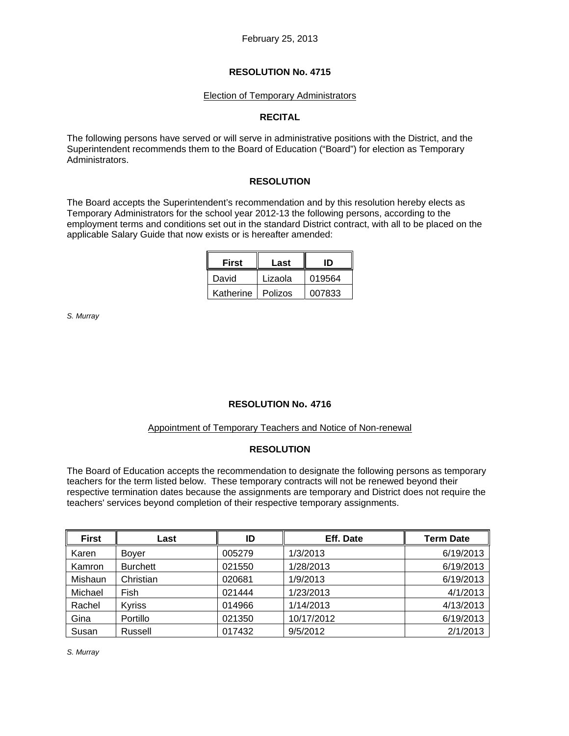February 25, 2013

## RESOLUTION No. 4715

Election of Temporary Administrators

### RECITAL

The following persons have served or will serve in administrative positions with the District, and the Superintendent recommends them to the Board of Education ("Board") for election as Temporary Administrators.

### RESOLUTION

The Board accepts the Superintendent's recommendation and by this resolution hereby elects as Temporary Administrators for the school year 2012-13 the following persons, according to the employment terms and conditions set out in the standard District contract, with all to be placed on the applicable Salary Guide that now exists or is hereafter amended:

| First | Last | ID |
|---|---|---|
| David | Lizaola | 019564 |
| Katherine | Polizos | 007833 |

*S. Murray*

## RESOLUTION No. 4716

Appointment of Temporary Teachers and Notice of Non-renewal

### RESOLUTION

The Board of Education accepts the recommendation to designate the following persons as temporary teachers for the term listed below. These temporary contracts will not be renewed beyond their respective termination dates because the assignments are temporary and District does not require the teachers' services beyond completion of their respective temporary assignments.

| First | Last | ID | Eff. Date | Term Date |
|---|---|---|---|---|
| Karen | Boyer | 005279 | 1/3/2013 | 6/19/2013 |
| Kamron | Burchett | 021550 | 1/28/2013 | 6/19/2013 |
| Mishaun | Christian | 020681 | 1/9/2013 | 6/19/2013 |
| Michael | Fish | 021444 | 1/23/2013 | 4/1/2013 |
| Rachel | Kyriss | 014966 | 1/14/2013 | 4/13/2013 |
| Gina | Portillo | 021350 | 10/17/2012 | 6/19/2013 |
| Susan | Russell | 017432 | 9/5/2012 | 2/1/2013 |

*S. Murray*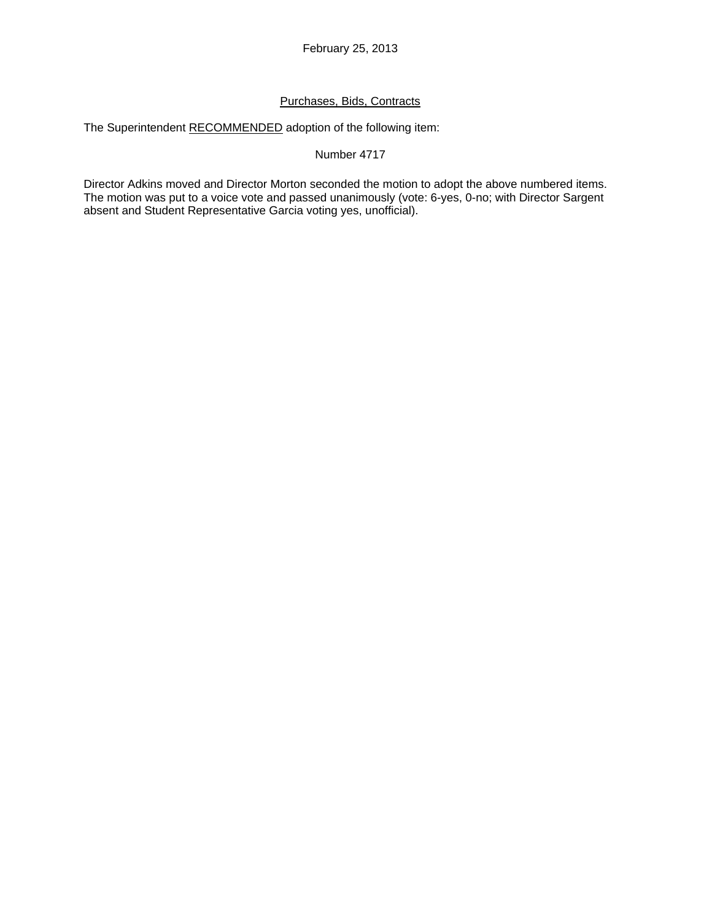February 25, 2013

Purchases, Bids, Contracts

The Superintendent RECOMMENDED adoption of the following item:

Number 4717

Director Adkins moved and Director Morton seconded the motion to adopt the above numbered items. The motion was put to a voice vote and passed unanimously (vote: 6-yes, 0-no; with Director Sargent absent and Student Representative Garcia voting yes, unofficial).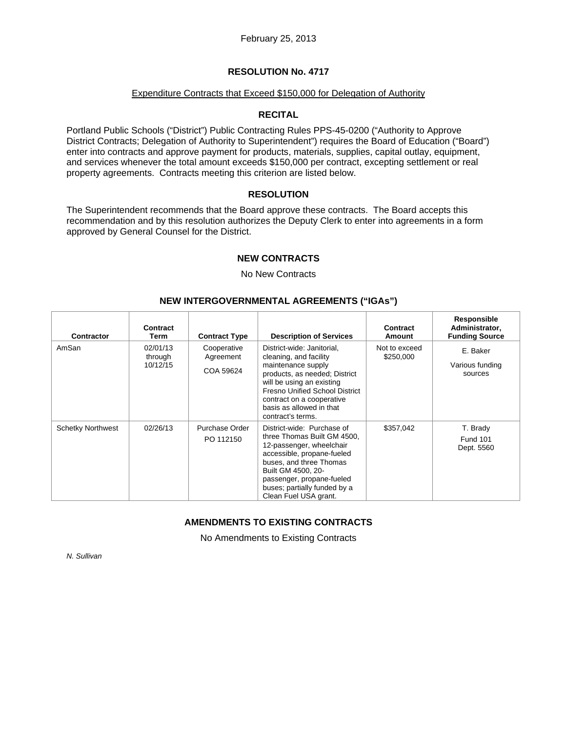February 25, 2013

# RESOLUTION No. 4717

Expenditure Contracts that Exceed $150,000 for Delegation of Authority

## RECITAL

Portland Public Schools ("District") Public Contracting Rules PPS-45-0200 ("Authority to Approve District Contracts; Delegation of Authority to Superintendent") requires the Board of Education ("Board") enter into contracts and approve payment for products, materials, supplies, capital outlay, equipment, and services whenever the total amount exceeds $150,000 per contract, excepting settlement or real property agreements. Contracts meeting this criterion are listed below.

## RESOLUTION

The Superintendent recommends that the Board approve these contracts. The Board accepts this recommendation and by this resolution authorizes the Deputy Clerk to enter into agreements in a form approved by General Counsel for the District.

## NEW CONTRACTS

No New Contracts

## NEW INTERGOVERNMENTAL AGREEMENTS ("IGAs")

| Contractor | Contract Term | Contract Type | Description of Services | Contract Amount | Responsible Administrator, Funding Source |
|---|---|---|---|---|---|
| AmSan | 02/01/13 through 10/12/15 | Cooperative Agreement COA 59624 | District-wide: Janitorial, cleaning, and facility maintenance supply products, as needed; District will be using an existing Fresno Unified School District contract on a cooperative basis as allowed in that contract's terms. | Not to exceed $250,000 | E. Baker Various funding sources |
| Schetky Northwest | 02/26/13 | Purchase Order PO 112150 | District-wide: Purchase of three Thomas Built GM 4500, 12-passenger, wheelchair accessible, propane-fueled buses, and three Thomas Built GM 4500, 20-passenger, propane-fueled buses; partially funded by a Clean Fuel USA grant. | $357,042 | T. Brady Fund 101 Dept. 5560 |

## AMENDMENTS TO EXISTING CONTRACTS

No Amendments to Existing Contracts

*N. Sullivan*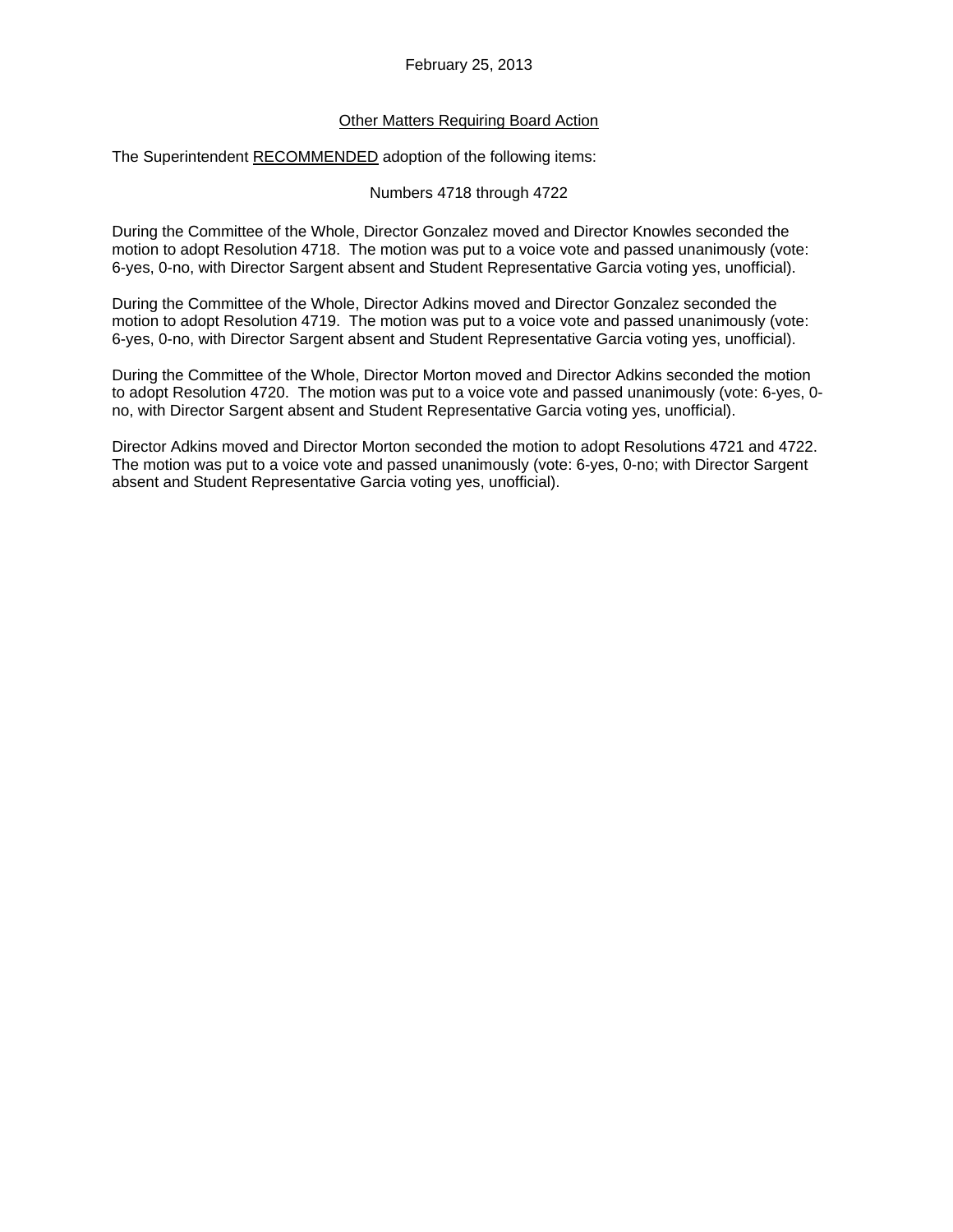February 25, 2013

<u>Other Matters Requiring Board Action</u>

The Superintendent <u>RECOMMENDED</u> adoption of the following items:

Numbers 4718 through 4722

During the Committee of the Whole, Director Gonzalez moved and Director Knowles seconded the motion to adopt Resolution 4718. The motion was put to a voice vote and passed unanimously (vote: 6-yes, 0-no, with Director Sargent absent and Student Representative Garcia voting yes, unofficial).

During the Committee of the Whole, Director Adkins moved and Director Gonzalez seconded the motion to adopt Resolution 4719. The motion was put to a voice vote and passed unanimously (vote: 6-yes, 0-no, with Director Sargent absent and Student Representative Garcia voting yes, unofficial).

During the Committee of the Whole, Director Morton moved and Director Adkins seconded the motion to adopt Resolution 4720. The motion was put to a voice vote and passed unanimously (vote: 6-yes, 0-no, with Director Sargent absent and Student Representative Garcia voting yes, unofficial).

Director Adkins moved and Director Morton seconded the motion to adopt Resolutions 4721 and 4722. The motion was put to a voice vote and passed unanimously (vote: 6-yes, 0-no; with Director Sargent absent and Student Representative Garcia voting yes, unofficial).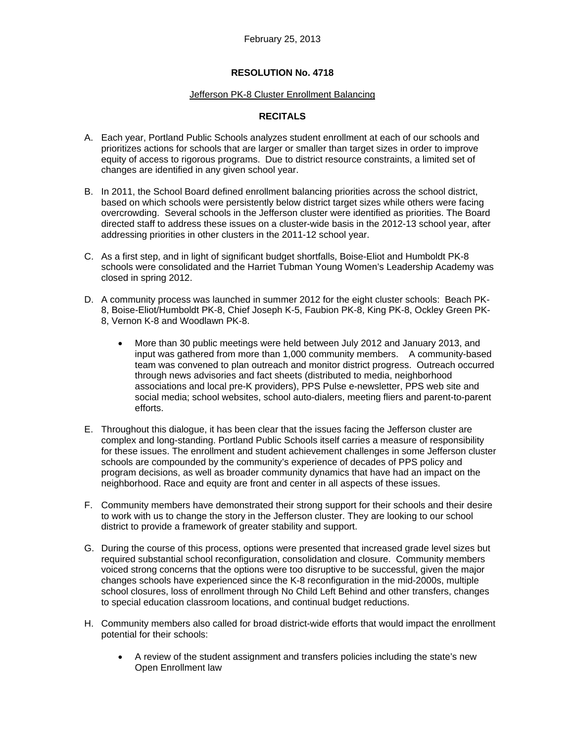February 25, 2013

# RESOLUTION No. 4718

## Jefferson PK-8 Cluster Enrollment Balancing

## RECITALS

A. Each year, Portland Public Schools analyzes student enrollment at each of our schools and prioritizes actions for schools that are larger or smaller than target sizes in order to improve equity of access to rigorous programs. Due to district resource constraints, a limited set of changes are identified in any given school year.

B. In 2011, the School Board defined enrollment balancing priorities across the school district, based on which schools were persistently below district target sizes while others were facing overcrowding. Several schools in the Jefferson cluster were identified as priorities. The Board directed staff to address these issues on a cluster-wide basis in the 2012-13 school year, after addressing priorities in other clusters in the 2011-12 school year.

C. As a first step, and in light of significant budget shortfalls, Boise-Eliot and Humboldt PK-8 schools were consolidated and the Harriet Tubman Young Women's Leadership Academy was closed in spring 2012.

D. A community process was launched in summer 2012 for the eight cluster schools: Beach PK-8, Boise-Eliot/Humboldt PK-8, Chief Joseph K-5, Faubion PK-8, King PK-8, Ockley Green PK-8, Vernon K-8 and Woodlawn PK-8.

   - More than 30 public meetings were held between July 2012 and January 2013, and input was gathered from more than 1,000 community members. A community-based team was convened to plan outreach and monitor district progress. Outreach occurred through news advisories and fact sheets (distributed to media, neighborhood associations and local pre-K providers), PPS Pulse e-newsletter, PPS web site and social media; school websites, school auto-dialers, meeting fliers and parent-to-parent efforts.

E. Throughout this dialogue, it has been clear that the issues facing the Jefferson cluster are complex and long-standing. Portland Public Schools itself carries a measure of responsibility for these issues. The enrollment and student achievement challenges in some Jefferson cluster schools are compounded by the community's experience of decades of PPS policy and program decisions, as well as broader community dynamics that have had an impact on the neighborhood. Race and equity are front and center in all aspects of these issues.

F. Community members have demonstrated their strong support for their schools and their desire to work with us to change the story in the Jefferson cluster. They are looking to our school district to provide a framework of greater stability and support.

G. During the course of this process, options were presented that increased grade level sizes but required substantial school reconfiguration, consolidation and closure. Community members voiced strong concerns that the options were too disruptive to be successful, given the major changes schools have experienced since the K-8 reconfiguration in the mid-2000s, multiple school closures, loss of enrollment through No Child Left Behind and other transfers, changes to special education classroom locations, and continual budget reductions.

H. Community members also called for broad district-wide efforts that would impact the enrollment potential for their schools:

   - A review of the student assignment and transfers policies including the state's new Open Enrollment law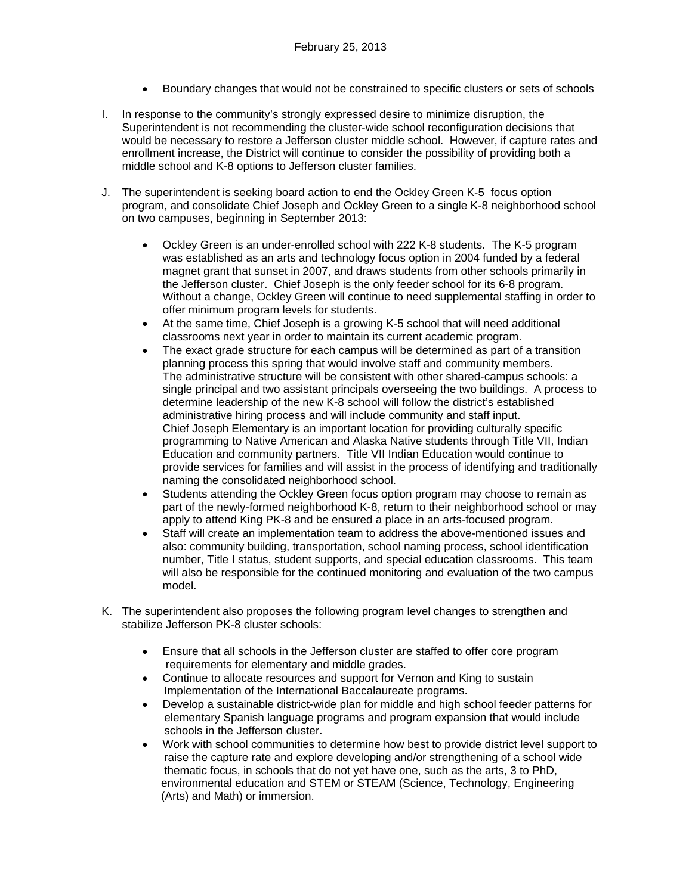- Boundary changes that would not be constrained to specific clusters or sets of schools

I. In response to the community's strongly expressed desire to minimize disruption, the Superintendent is not recommending the cluster-wide school reconfiguration decisions that would be necessary to restore a Jefferson cluster middle school. However, if capture rates and enrollment increase, the District will continue to consider the possibility of providing both a middle school and K-8 options to Jefferson cluster families.

J. The superintendent is seeking board action to end the Ockley Green K-5 focus option program, and consolidate Chief Joseph and Ockley Green to a single K-8 neighborhood school on two campuses, beginning in September 2013:

   - Ockley Green is an under-enrolled school with 222 K-8 students. The K-5 program was established as an arts and technology focus option in 2004 funded by a federal magnet grant that sunset in 2007, and draws students from other schools primarily in the Jefferson cluster. Chief Joseph is the only feeder school for its 6-8 program. Without a change, Ockley Green will continue to need supplemental staffing in order to offer minimum program levels for students.
   - At the same time, Chief Joseph is a growing K-5 school that will need additional classrooms next year in order to maintain its current academic program.
   - The exact grade structure for each campus will be determined as part of a transition planning process this spring that would involve staff and community members. The administrative structure will be consistent with other shared-campus schools: a single principal and two assistant principals overseeing the two buildings. A process to determine leadership of the new K-8 school will follow the district's established administrative hiring process and will include community and staff input. Chief Joseph Elementary is an important location for providing culturally specific programming to Native American and Alaska Native students through Title VII, Indian Education and community partners. Title VII Indian Education would continue to provide services for families and will assist in the process of identifying and traditionally naming the consolidated neighborhood school.
   - Students attending the Ockley Green focus option program may choose to remain as part of the newly-formed neighborhood K-8, return to their neighborhood school or may apply to attend King PK-8 and be ensured a place in an arts-focused program.
   - Staff will create an implementation team to address the above-mentioned issues and also: community building, transportation, school naming process, school identification number, Title I status, student supports, and special education classrooms. This team will also be responsible for the continued monitoring and evaluation of the two campus model.

K. The superintendent also proposes the following program level changes to strengthen and stabilize Jefferson PK-8 cluster schools:

   - Ensure that all schools in the Jefferson cluster are staffed to offer core program requirements for elementary and middle grades.
   - Continue to allocate resources and support for Vernon and King to sustain Implementation of the International Baccalaureate programs.
   - Develop a sustainable district-wide plan for middle and high school feeder patterns for elementary Spanish language programs and program expansion that would include schools in the Jefferson cluster.
   - Work with school communities to determine how best to provide district level support to raise the capture rate and explore developing and/or strengthening of a school wide thematic focus, in schools that do not yet have one, such as the arts, 3 to PhD, environmental education and STEM or STEAM (Science, Technology, Engineering (Arts) and Math) or immersion.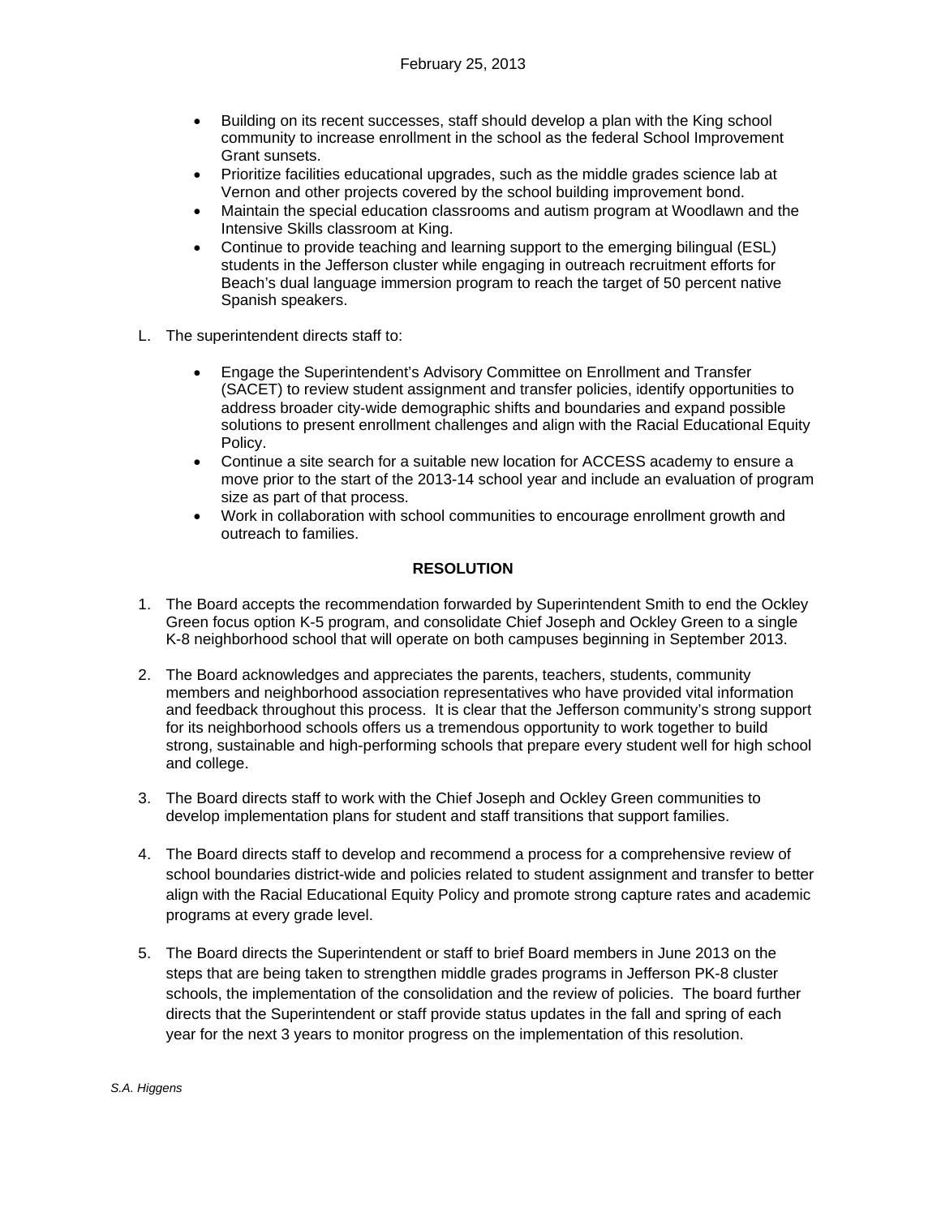- Building on its recent successes, staff should develop a plan with the King school community to increase enrollment in the school as the federal School Improvement Grant sunsets.
- Prioritize facilities educational upgrades, such as the middle grades science lab at Vernon and other projects covered by the school building improvement bond.
- Maintain the special education classrooms and autism program at Woodlawn and the Intensive Skills classroom at King.
- Continue to provide teaching and learning support to the emerging bilingual (ESL) students in the Jefferson cluster while engaging in outreach recruitment efforts for Beach's dual language immersion program to reach the target of 50 percent native Spanish speakers.

L. The superintendent directs staff to:

- Engage the Superintendent's Advisory Committee on Enrollment and Transfer (SACET) to review student assignment and transfer policies, identify opportunities to address broader city-wide demographic shifts and boundaries and expand possible solutions to present enrollment challenges and align with the Racial Educational Equity Policy.
- Continue a site search for a suitable new location for ACCESS academy to ensure a move prior to the start of the 2013-14 school year and include an evaluation of program size as part of that process.
- Work in collaboration with school communities to encourage enrollment growth and outreach to families.

**RESOLUTION**

1. The Board accepts the recommendation forwarded by Superintendent Smith to end the Ockley Green focus option K-5 program, and consolidate Chief Joseph and Ockley Green to a single K-8 neighborhood school that will operate on both campuses beginning in September 2013.

2. The Board acknowledges and appreciates the parents, teachers, students, community members and neighborhood association representatives who have provided vital information and feedback throughout this process. It is clear that the Jefferson community's strong support for its neighborhood schools offers us a tremendous opportunity to work together to build strong, sustainable and high-performing schools that prepare every student well for high school and college.

3. The Board directs staff to work with the Chief Joseph and Ockley Green communities to develop implementation plans for student and staff transitions that support families.

4. The Board directs staff to develop and recommend a process for a comprehensive review of school boundaries district-wide and policies related to student assignment and transfer to better align with the Racial Educational Equity Policy and promote strong capture rates and academic programs at every grade level.

5. The Board directs the Superintendent or staff to brief Board members in June 2013 on the steps that are being taken to strengthen middle grades programs in Jefferson PK-8 cluster schools, the implementation of the consolidation and the review of policies. The board further directs that the Superintendent or staff provide status updates in the fall and spring of each year for the next 3 years to monitor progress on the implementation of this resolution.

*S.A. Higgens*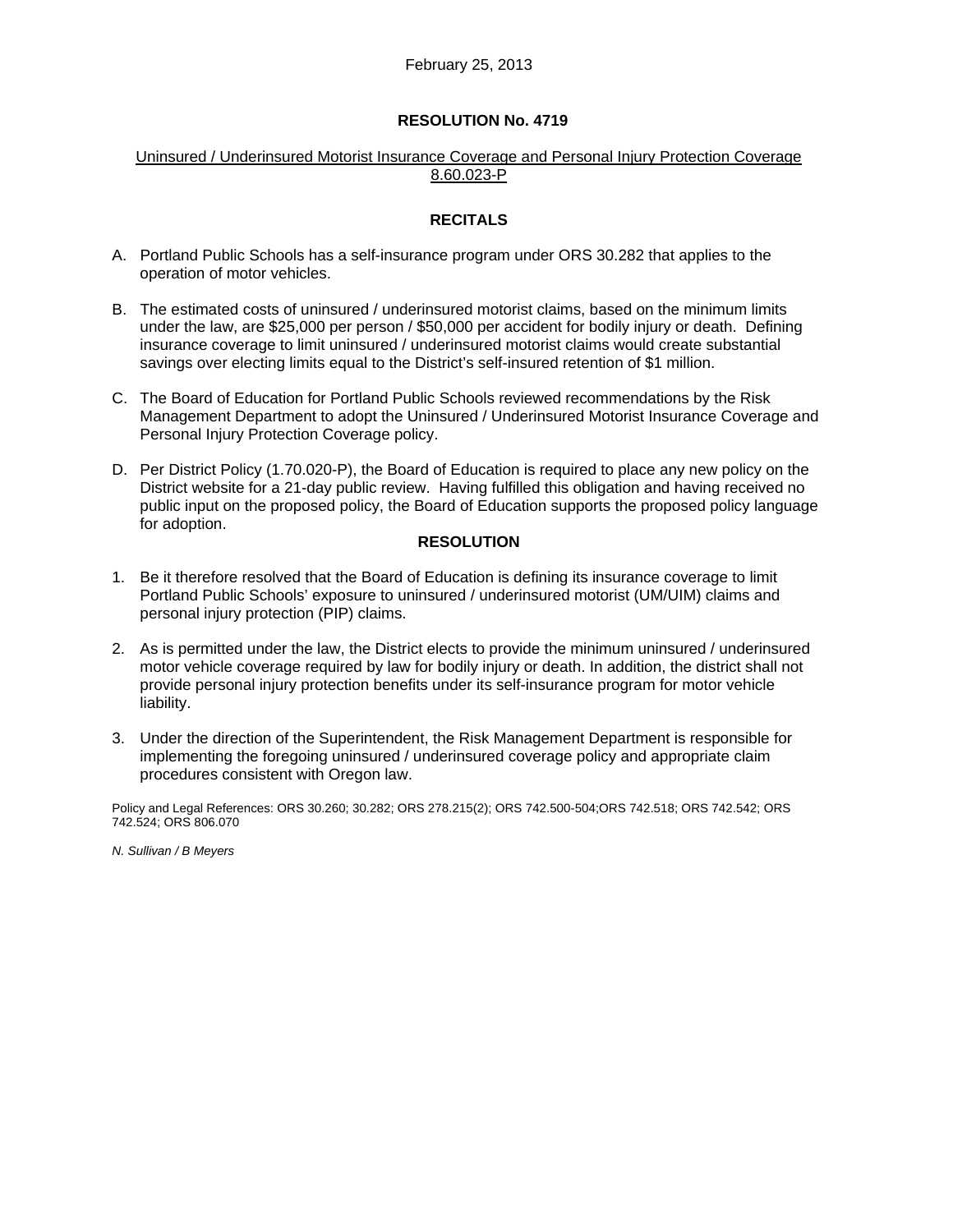February 25, 2013

## RESOLUTION No. 4719

Uninsured / Underinsured Motorist Insurance Coverage and Personal Injury Protection Coverage 8.60.023-P

### RECITALS

A. Portland Public Schools has a self-insurance program under ORS 30.282 that applies to the operation of motor vehicles.

B. The estimated costs of uninsured / underinsured motorist claims, based on the minimum limits under the law, are $25,000 per person / $50,000 per accident for bodily injury or death. Defining insurance coverage to limit uninsured / underinsured motorist claims would create substantial savings over electing limits equal to the District's self-insured retention of $1 million.

C. The Board of Education for Portland Public Schools reviewed recommendations by the Risk Management Department to adopt the Uninsured / Underinsured Motorist Insurance Coverage and Personal Injury Protection Coverage policy.

D. Per District Policy (1.70.020-P), the Board of Education is required to place any new policy on the District website for a 21-day public review. Having fulfilled this obligation and having received no public input on the proposed policy, the Board of Education supports the proposed policy language for adoption.

### RESOLUTION

1. Be it therefore resolved that the Board of Education is defining its insurance coverage to limit Portland Public Schools' exposure to uninsured / underinsured motorist (UM/UIM) claims and personal injury protection (PIP) claims.

2. As is permitted under the law, the District elects to provide the minimum uninsured / underinsured motor vehicle coverage required by law for bodily injury or death. In addition, the district shall not provide personal injury protection benefits under its self-insurance program for motor vehicle liability.

3. Under the direction of the Superintendent, the Risk Management Department is responsible for implementing the foregoing uninsured / underinsured coverage policy and appropriate claim procedures consistent with Oregon law.

Policy and Legal References: ORS 30.260; 30.282; ORS 278.215(2); ORS 742.500-504;ORS 742.518; ORS 742.542; ORS 742.524; ORS 806.070

*N. Sullivan / B Meyers*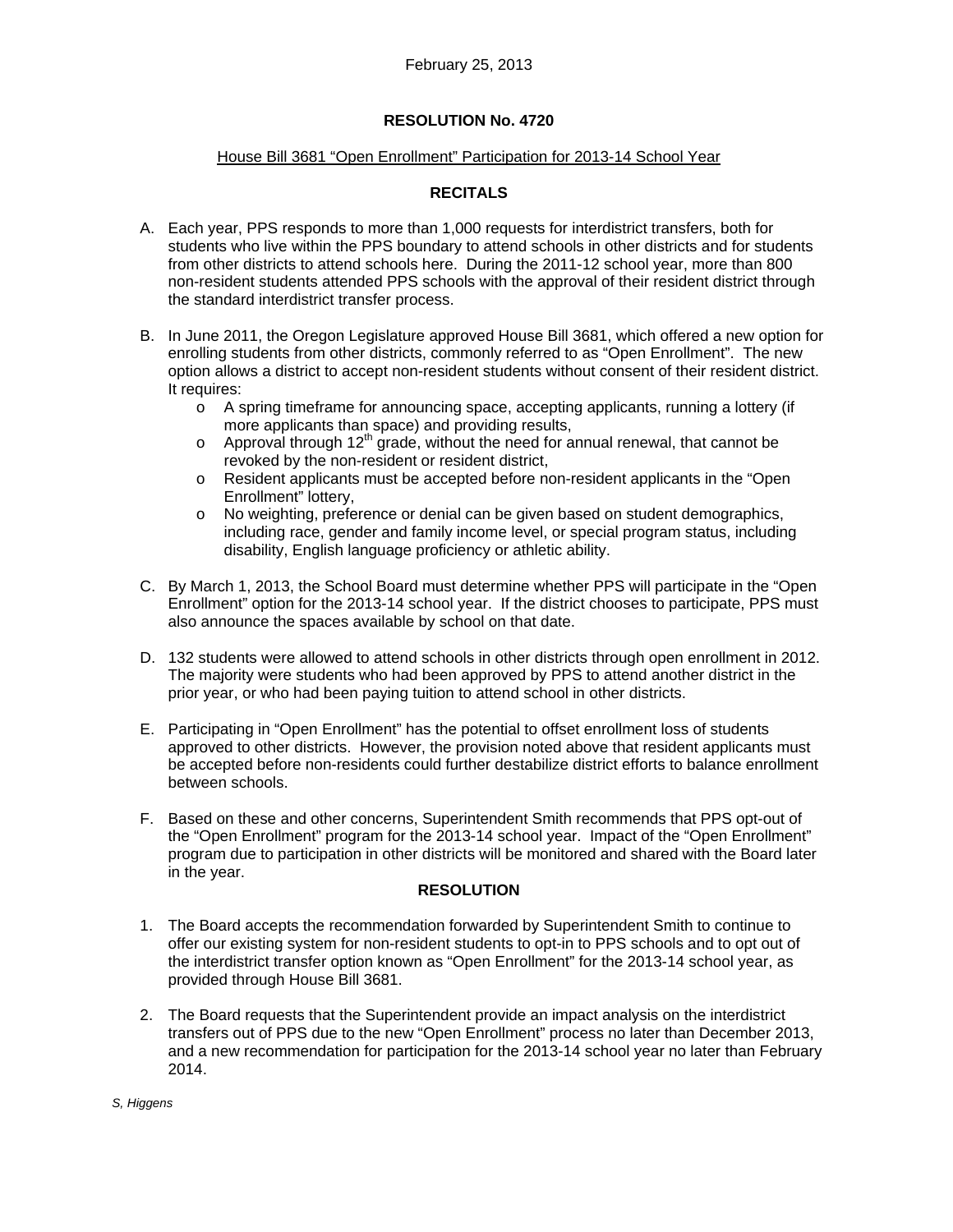February 25, 2013

# RESOLUTION No. 4720

## House Bill 3681 "Open Enrollment" Participation for 2013-14 School Year

### RECITALS

A. Each year, PPS responds to more than 1,000 requests for interdistrict transfers, both for students who live within the PPS boundary to attend schools in other districts and for students from other districts to attend schools here. During the 2011-12 school year, more than 800 non-resident students attended PPS schools with the approval of their resident district through the standard interdistrict transfer process.

B. In June 2011, the Oregon Legislature approved House Bill 3681, which offered a new option for enrolling students from other districts, commonly referred to as "Open Enrollment". The new option allows a district to accept non-resident students without consent of their resident district. It requires:
   - A spring timeframe for announcing space, accepting applicants, running a lottery (if more applicants than space) and providing results,
   - Approval through 12th grade, without the need for annual renewal, that cannot be revoked by the non-resident or resident district,
   - Resident applicants must be accepted before non-resident applicants in the "Open Enrollment" lottery,
   - No weighting, preference or denial can be given based on student demographics, including race, gender and family income level, or special program status, including disability, English language proficiency or athletic ability.

C. By March 1, 2013, the School Board must determine whether PPS will participate in the "Open Enrollment" option for the 2013-14 school year. If the district chooses to participate, PPS must also announce the spaces available by school on that date.

D. 132 students were allowed to attend schools in other districts through open enrollment in 2012. The majority were students who had been approved by PPS to attend another district in the prior year, or who had been paying tuition to attend school in other districts.

E. Participating in "Open Enrollment" has the potential to offset enrollment loss of students approved to other districts. However, the provision noted above that resident applicants must be accepted before non-residents could further destabilize district efforts to balance enrollment between schools.

F. Based on these and other concerns, Superintendent Smith recommends that PPS opt-out of the "Open Enrollment" program for the 2013-14 school year. Impact of the "Open Enrollment" program due to participation in other districts will be monitored and shared with the Board later in the year.

### RESOLUTION

1. The Board accepts the recommendation forwarded by Superintendent Smith to continue to offer our existing system for non-resident students to opt-in to PPS schools and to opt out of the interdistrict transfer option known as "Open Enrollment" for the 2013-14 school year, as provided through House Bill 3681.

2. The Board requests that the Superintendent provide an impact analysis on the interdistrict transfers out of PPS due to the new "Open Enrollment" process no later than December 2013, and a new recommendation for participation for the 2013-14 school year no later than February 2014.

*S, Higgens*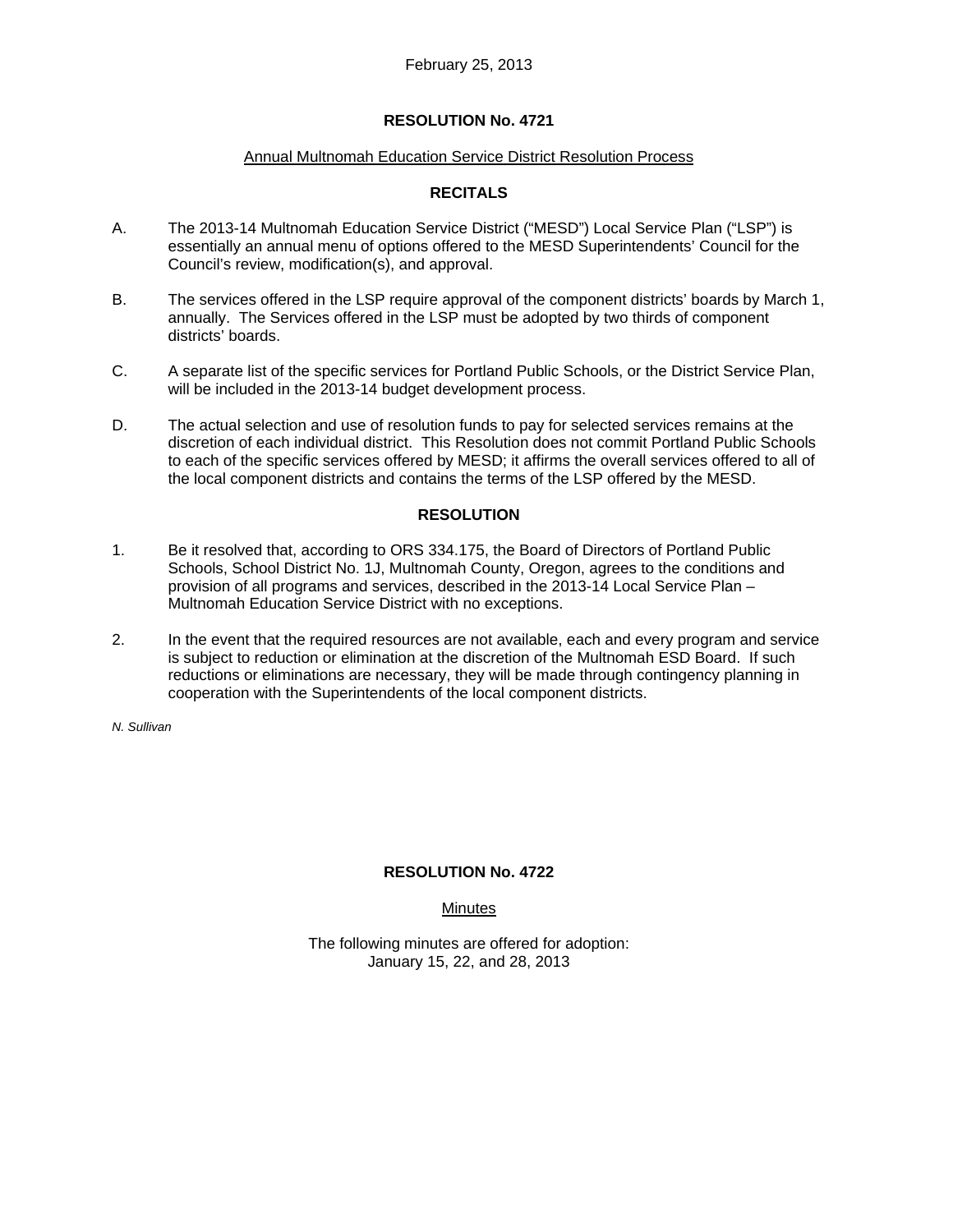February 25, 2013

## RESOLUTION No. 4721

Annual Multnomah Education Service District Resolution Process

### RECITALS

A. The 2013-14 Multnomah Education Service District ("MESD") Local Service Plan ("LSP") is essentially an annual menu of options offered to the MESD Superintendents' Council for the Council's review, modification(s), and approval.

B. The services offered in the LSP require approval of the component districts' boards by March 1, annually. The Services offered in the LSP must be adopted by two thirds of component districts' boards.

C. A separate list of the specific services for Portland Public Schools, or the District Service Plan, will be included in the 2013-14 budget development process.

D. The actual selection and use of resolution funds to pay for selected services remains at the discretion of each individual district. This Resolution does not commit Portland Public Schools to each of the specific services offered by MESD; it affirms the overall services offered to all of the local component districts and contains the terms of the LSP offered by the MESD.

### RESOLUTION

1. Be it resolved that, according to ORS 334.175, the Board of Directors of Portland Public Schools, School District No. 1J, Multnomah County, Oregon, agrees to the conditions and provision of all programs and services, described in the 2013-14 Local Service Plan – Multnomah Education Service District with no exceptions.

2. In the event that the required resources are not available, each and every program and service is subject to reduction or elimination at the discretion of the Multnomah ESD Board. If such reductions or eliminations are necessary, they will be made through contingency planning in cooperation with the Superintendents of the local component districts.

*N. Sullivan*

## RESOLUTION No. 4722

Minutes

The following minutes are offered for adoption:
January 15, 22, and 28, 2013